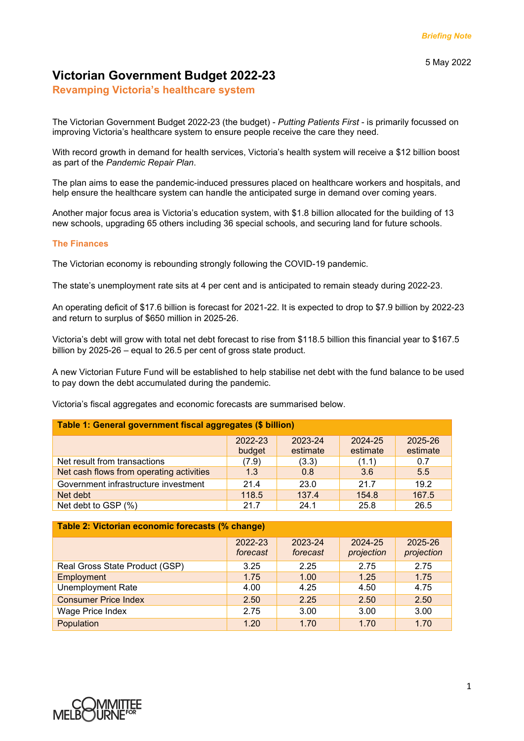Briefing Note

5 May 2022

# Victorian Government Budget 2022-23

## Revamping Victoria's healthcare system

The Victorian Government Budget 2022-23 (the budget) - *Putting Patients First* - is primarily focussed on improving Victoria's healthcare system to ensure people receive the care they need.

With record growth in demand for health services, Victoria's health system will receive a $12 billion boost as part of the *Pandemic Repair Plan*.

The plan aims to ease the pandemic-induced pressures placed on healthcare workers and hospitals, and help ensure the healthcare system can handle the anticipated surge in demand over coming years.

Another major focus area is Victoria's education system, with $1.8 billion allocated for the building of 13 new schools, upgrading 65 others including 36 special schools, and securing land for future schools.

### The Finances

The Victorian economy is rebounding strongly following the COVID-19 pandemic.

The state's unemployment rate sits at 4 per cent and is anticipated to remain steady during 2022-23.

An operating deficit of $17.6 billion is forecast for 2021-22. It is expected to drop to $7.9 billion by 2022-23 and return to surplus of $650 million in 2025-26.

Victoria's debt will grow with total net debt forecast to rise from $118.5 billion this financial year to $167.5 billion by 2025-26 – equal to 26.5 per cent of gross state product.

A new Victorian Future Fund will be established to help stabilise net debt with the fund balance to be used to pay down the debt accumulated during the pandemic.

Victoria's fiscal aggregates and economic forecasts are summarised below.

**Table 1: General government fiscal aggregates ($ billion)**

| | 2022-23 budget | 2023-24 estimate | 2024-25 estimate | 2025-26 estimate |
|---|---|---|---|---|
| Net result from transactions | (7.9) | (3.3) | (1.1) | 0.7 |
| Net cash flows from operating activities | 1.3 | 0.8 | 3.6 | 5.5 |
| Government infrastructure investment | 21.4 | 23.0 | 21.7 | 19.2 |
| Net debt | 118.5 | 137.4 | 154.8 | 167.5 |
| Net debt to GSP (%) | 21.7 | 24.1 | 25.8 | 26.5 |

**Table 2: Victorian economic forecasts (% change)**

| | 2022-23 *forecast* | 2023-24 *forecast* | 2024-25 *projection* | 2025-26 *projection* |
|---|---|---|---|---|
| Real Gross State Product (GSP) | 3.25 | 2.25 | 2.75 | 2.75 |
| Employment | 1.75 | 1.00 | 1.25 | 1.75 |
| Unemployment Rate | 4.00 | 4.25 | 4.50 | 4.75 |
| Consumer Price Index | 2.50 | 2.25 | 2.50 | 2.50 |
| Wage Price Index | 2.75 | 3.00 | 3.00 | 3.00 |
| Population | 1.20 | 1.70 | 1.70 | 1.70 |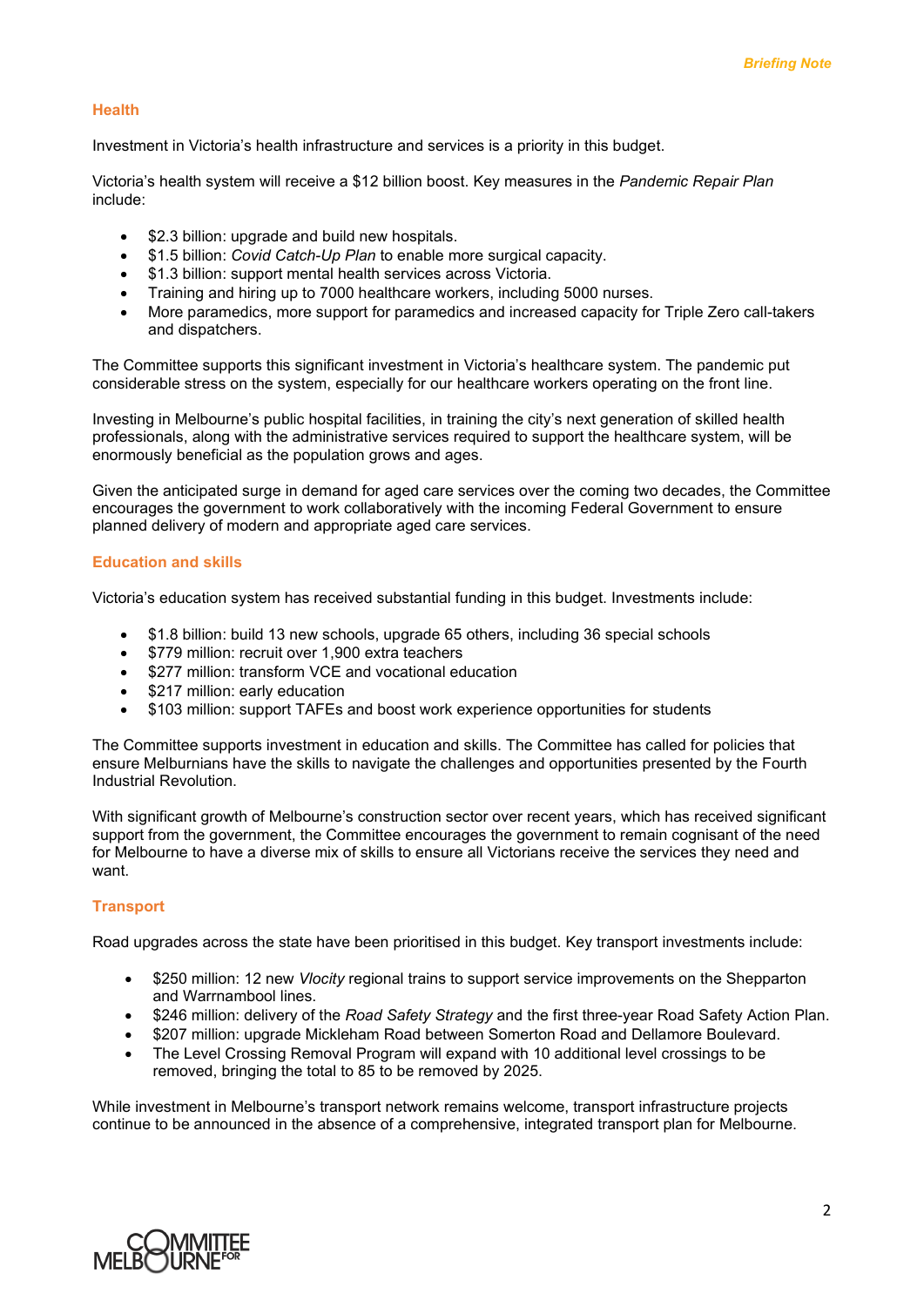## Health

Investment in Victoria's health infrastructure and services is a priority in this budget.

Victoria's health system will receive a $12 billion boost. Key measures in the *Pandemic Repair Plan* include:

- $2.3 billion: upgrade and build new hospitals.
- $1.5 billion: *Covid Catch-Up Plan* to enable more surgical capacity.
- $1.3 billion: support mental health services across Victoria.
- Training and hiring up to 7000 healthcare workers, including 5000 nurses.
- More paramedics, more support for paramedics and increased capacity for Triple Zero call-takers and dispatchers.

The Committee supports this significant investment in Victoria's healthcare system. The pandemic put considerable stress on the system, especially for our healthcare workers operating on the front line.

Investing in Melbourne's public hospital facilities, in training the city's next generation of skilled health professionals, along with the administrative services required to support the healthcare system, will be enormously beneficial as the population grows and ages.

Given the anticipated surge in demand for aged care services over the coming two decades, the Committee encourages the government to work collaboratively with the incoming Federal Government to ensure planned delivery of modern and appropriate aged care services.

## Education and skills

Victoria's education system has received substantial funding in this budget. Investments include:

- $1.8 billion: build 13 new schools, upgrade 65 others, including 36 special schools
- $779 million: recruit over 1,900 extra teachers
- $277 million: transform VCE and vocational education
- $217 million: early education
- $103 million: support TAFEs and boost work experience opportunities for students

The Committee supports investment in education and skills. The Committee has called for policies that ensure Melburnians have the skills to navigate the challenges and opportunities presented by the Fourth Industrial Revolution.

With significant growth of Melbourne's construction sector over recent years, which has received significant support from the government, the Committee encourages the government to remain cognisant of the need for Melbourne to have a diverse mix of skills to ensure all Victorians receive the services they need and want.

## Transport

Road upgrades across the state have been prioritised in this budget. Key transport investments include:

- $250 million: 12 new *Vlocity* regional trains to support service improvements on the Shepparton and Warrnambool lines.
- $246 million: delivery of the *Road Safety Strategy* and the first three-year Road Safety Action Plan.
- $207 million: upgrade Mickleham Road between Somerton Road and Dellamore Boulevard.
- The Level Crossing Removal Program will expand with 10 additional level crossings to be removed, bringing the total to 85 to be removed by 2025.

While investment in Melbourne's transport network remains welcome, transport infrastructure projects continue to be announced in the absence of a comprehensive, integrated transport plan for Melbourne.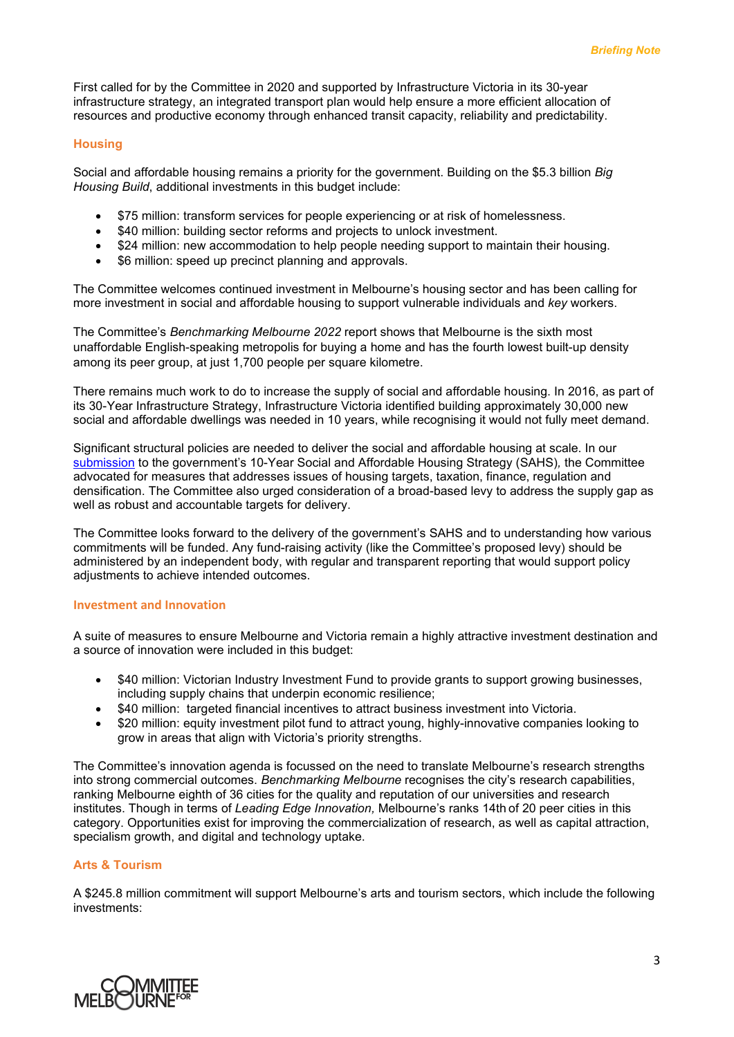First called for by the Committee in 2020 and supported by Infrastructure Victoria in its 30-year infrastructure strategy, an integrated transport plan would help ensure a more efficient allocation of resources and productive economy through enhanced transit capacity, reliability and predictability.

## Housing

Social and affordable housing remains a priority for the government. Building on the $5.3 billion *Big Housing Build*, additional investments in this budget include:

- $75 million: transform services for people experiencing or at risk of homelessness.
- $40 million: building sector reforms and projects to unlock investment.
- $24 million: new accommodation to help people needing support to maintain their housing.
- $6 million: speed up precinct planning and approvals.

The Committee welcomes continued investment in Melbourne's housing sector and has been calling for more investment in social and affordable housing to support vulnerable individuals and *key* workers.

The Committee's *Benchmarking Melbourne 2022* report shows that Melbourne is the sixth most unaffordable English-speaking metropolis for buying a home and has the fourth lowest built-up density among its peer group, at just 1,700 people per square kilometre.

There remains much work to do to increase the supply of social and affordable housing. In 2016, as part of its 30-Year Infrastructure Strategy, Infrastructure Victoria identified building approximately 30,000 new social and affordable dwellings was needed in 10 years, while recognising it would not fully meet demand.

Significant structural policies are needed to deliver the social and affordable housing at scale. In our submission to the government's 10-Year Social and Affordable Housing Strategy (SAHS), the Committee advocated for measures that addresses issues of housing targets, taxation, finance, regulation and densification. The Committee also urged consideration of a broad-based levy to address the supply gap as well as robust and accountable targets for delivery.

The Committee looks forward to the delivery of the government's SAHS and to understanding how various commitments will be funded. Any fund-raising activity (like the Committee's proposed levy) should be administered by an independent body, with regular and transparent reporting that would support policy adjustments to achieve intended outcomes.

## Investment and Innovation

A suite of measures to ensure Melbourne and Victoria remain a highly attractive investment destination and a source of innovation were included in this budget:

- $40 million: Victorian Industry Investment Fund to provide grants to support growing businesses, including supply chains that underpin economic resilience;
- $40 million: targeted financial incentives to attract business investment into Victoria.
- $20 million: equity investment pilot fund to attract young, highly-innovative companies looking to grow in areas that align with Victoria's priority strengths.

The Committee's innovation agenda is focussed on the need to translate Melbourne's research strengths into strong commercial outcomes. *Benchmarking Melbourne* recognises the city's research capabilities, ranking Melbourne eighth of 36 cities for the quality and reputation of our universities and research institutes. Though in terms of *Leading Edge Innovation*, Melbourne's ranks 14th of 20 peer cities in this category. Opportunities exist for improving the commercialization of research, as well as capital attraction, specialism growth, and digital and technology uptake.

## Arts & Tourism

A $245.8 million commitment will support Melbourne's arts and tourism sectors, which include the following investments: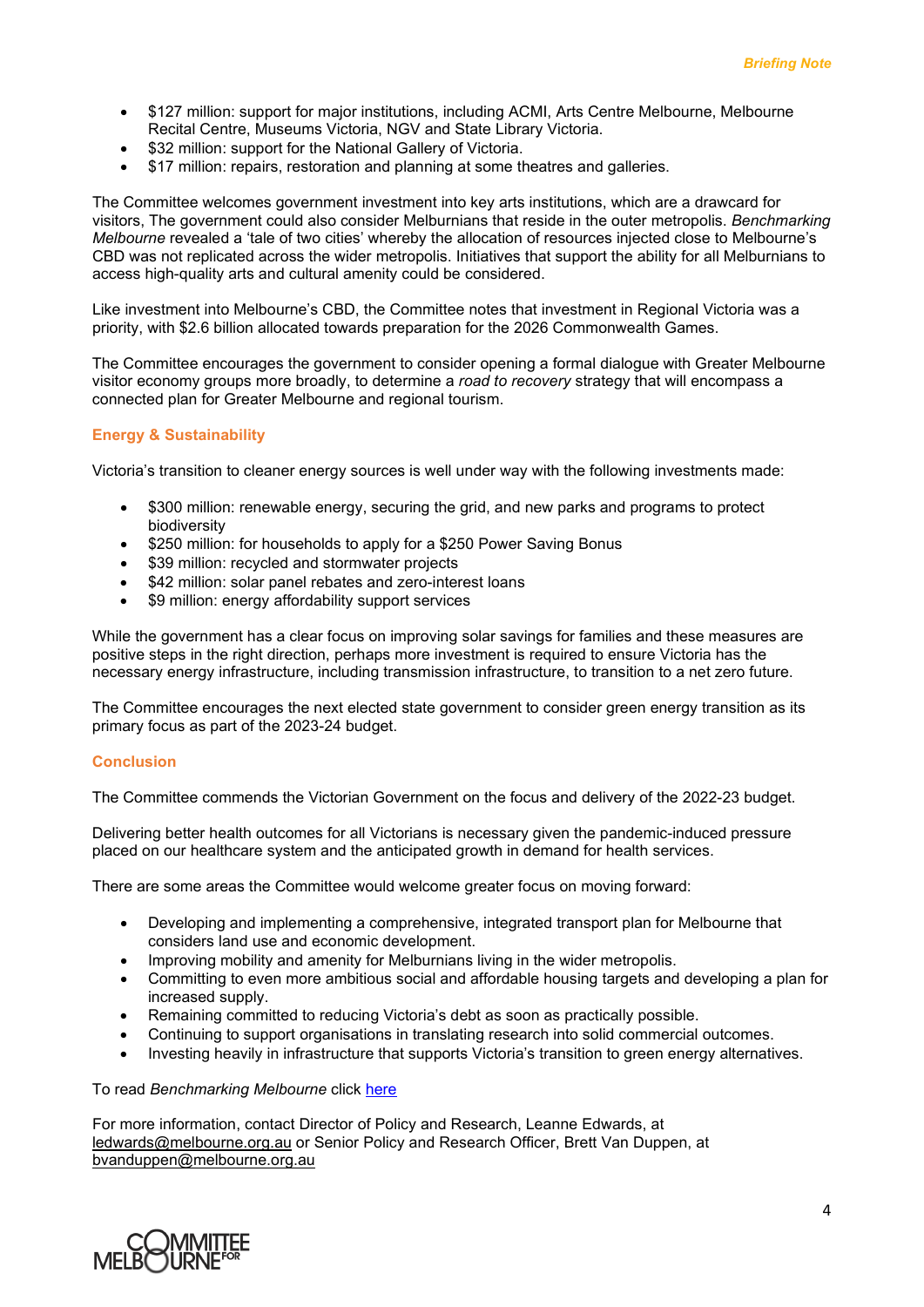- $127 million: support for major institutions, including ACMI, Arts Centre Melbourne, Melbourne Recital Centre, Museums Victoria, NGV and State Library Victoria.
- $32 million: support for the National Gallery of Victoria.
- $17 million: repairs, restoration and planning at some theatres and galleries.

The Committee welcomes government investment into key arts institutions, which are a drawcard for visitors, The government could also consider Melburnians that reside in the outer metropolis. *Benchmarking Melbourne* revealed a 'tale of two cities' whereby the allocation of resources injected close to Melbourne's CBD was not replicated across the wider metropolis. Initiatives that support the ability for all Melburnians to access high-quality arts and cultural amenity could be considered.

Like investment into Melbourne's CBD, the Committee notes that investment in Regional Victoria was a priority, with $2.6 billion allocated towards preparation for the 2026 Commonwealth Games.

The Committee encourages the government to consider opening a formal dialogue with Greater Melbourne visitor economy groups more broadly, to determine a *road to recovery* strategy that will encompass a connected plan for Greater Melbourne and regional tourism.

## Energy & Sustainability

Victoria's transition to cleaner energy sources is well under way with the following investments made:

- $300 million: renewable energy, securing the grid, and new parks and programs to protect biodiversity
- $250 million: for households to apply for a $250 Power Saving Bonus
- $39 million: recycled and stormwater projects
- $42 million: solar panel rebates and zero-interest loans
- $9 million: energy affordability support services

While the government has a clear focus on improving solar savings for families and these measures are positive steps in the right direction, perhaps more investment is required to ensure Victoria has the necessary energy infrastructure, including transmission infrastructure, to transition to a net zero future.

The Committee encourages the next elected state government to consider green energy transition as its primary focus as part of the 2023-24 budget.

## Conclusion

The Committee commends the Victorian Government on the focus and delivery of the 2022-23 budget.

Delivering better health outcomes for all Victorians is necessary given the pandemic-induced pressure placed on our healthcare system and the anticipated growth in demand for health services.

There are some areas the Committee would welcome greater focus on moving forward:

- Developing and implementing a comprehensive, integrated transport plan for Melbourne that considers land use and economic development.
- Improving mobility and amenity for Melburnians living in the wider metropolis.
- Committing to even more ambitious social and affordable housing targets and developing a plan for increased supply.
- Remaining committed to reducing Victoria's debt as soon as practically possible.
- Continuing to support organisations in translating research into solid commercial outcomes.
- Investing heavily in infrastructure that supports Victoria's transition to green energy alternatives.

To read *Benchmarking Melbourne* click here

For more information, contact Director of Policy and Research, Leanne Edwards, at ledwards@melbourne.org.au or Senior Policy and Research Officer, Brett Van Duppen, at bvanduppen@melbourne.org.au